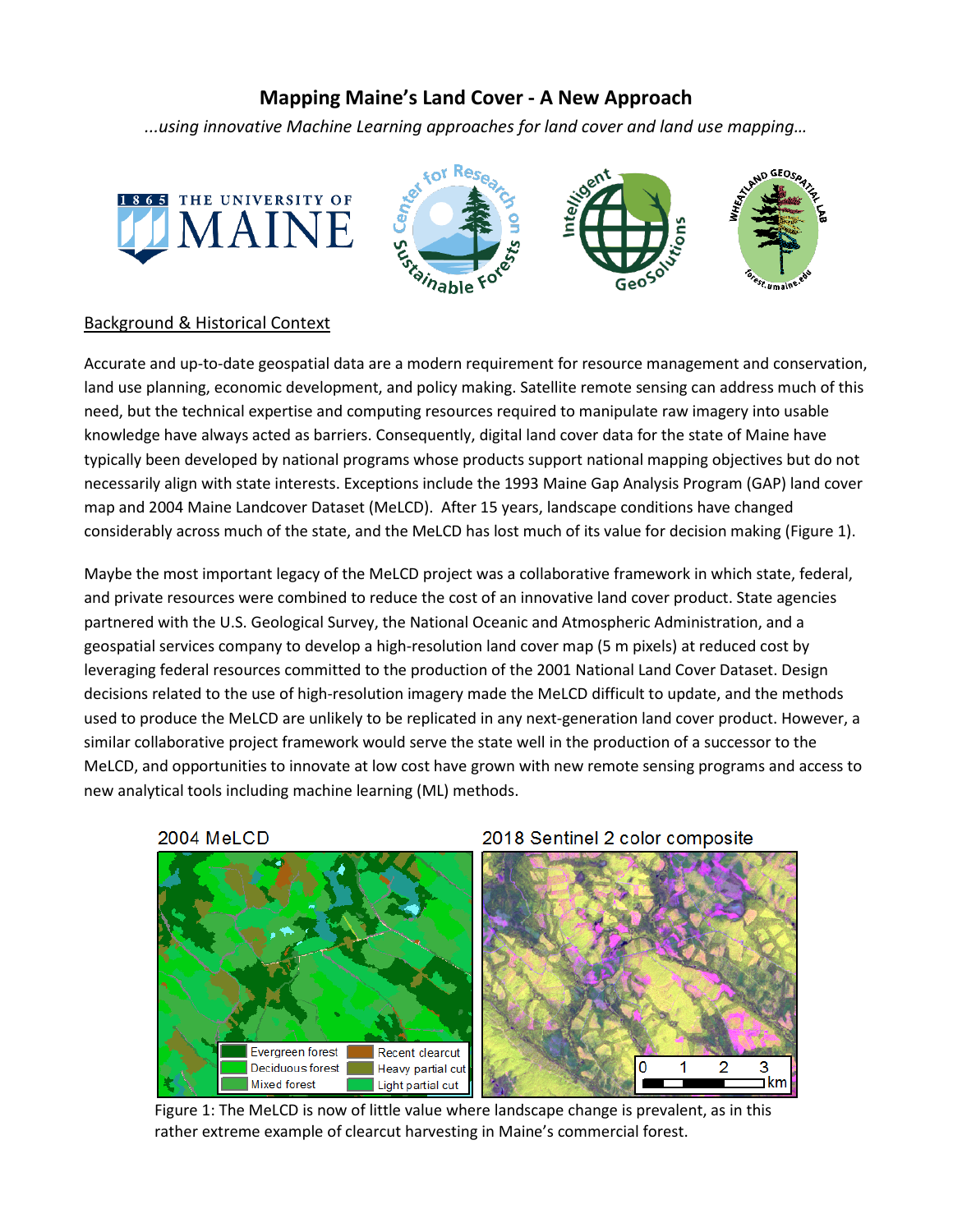# Mapping Maine's Land Cover - A New Approach

*...using innovative Machine Learning approaches for land cover and land use mapping…*

## Background & Historical Context

Accurate and up-to-date geospatial data are a modern requirement for resource management and conservation, land use planning, economic development, and policy making. Satellite remote sensing can address much of this need, but the technical expertise and computing resources required to manipulate raw imagery into usable knowledge have always acted as barriers. Consequently, digital land cover data for the state of Maine have typically been developed by national programs whose products support national mapping objectives but do not necessarily align with state interests. Exceptions include the 1993 Maine Gap Analysis Program (GAP) land cover map and 2004 Maine Landcover Dataset (MeLCD). After 15 years, landscape conditions have changed considerably across much of the state, and the MeLCD has lost much of its value for decision making (Figure 1).

Maybe the most important legacy of the MeLCD project was a collaborative framework in which state, federal, and private resources were combined to reduce the cost of an innovative land cover product. State agencies partnered with the U.S. Geological Survey, the National Oceanic and Atmospheric Administration, and a geospatial services company to develop a high-resolution land cover map (5 m pixels) at reduced cost by leveraging federal resources committed to the production of the 2001 National Land Cover Dataset. Design decisions related to the use of high-resolution imagery made the MeLCD difficult to update, and the methods used to produce the MeLCD are unlikely to be replicated in any next-generation land cover product. However, a similar collaborative project framework would serve the state well in the production of a successor to the MeLCD, and opportunities to innovate at low cost have grown with new remote sensing programs and access to new analytical tools including machine learning (ML) methods.

Figure 1: The MeLCD is now of little value where landscape change is prevalent, as in this rather extreme example of clearcut harvesting in Maine's commercial forest.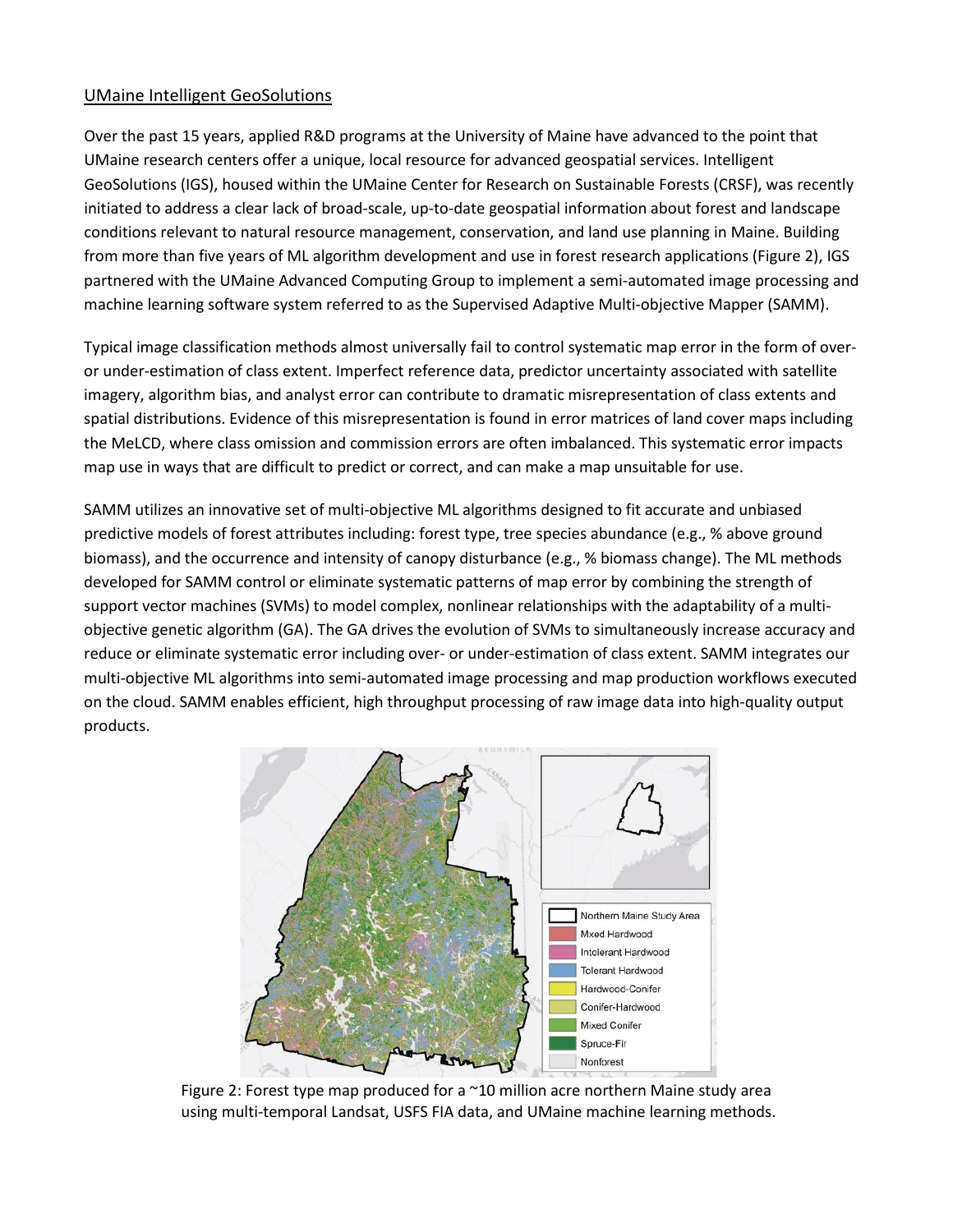UMaine Intelligent GeoSolutions

Over the past 15 years, applied R&D programs at the University of Maine have advanced to the point that UMaine research centers offer a unique, local resource for advanced geospatial services. Intelligent GeoSolutions (IGS), housed within the UMaine Center for Research on Sustainable Forests (CRSF), was recently initiated to address a clear lack of broad-scale, up-to-date geospatial information about forest and landscape conditions relevant to natural resource management, conservation, and land use planning in Maine. Building from more than five years of ML algorithm development and use in forest research applications (Figure 2), IGS partnered with the UMaine Advanced Computing Group to implement a semi-automated image processing and machine learning software system referred to as the Supervised Adaptive Multi-objective Mapper (SAMM).

Typical image classification methods almost universally fail to control systematic map error in the form of over- or under-estimation of class extent. Imperfect reference data, predictor uncertainty associated with satellite imagery, algorithm bias, and analyst error can contribute to dramatic misrepresentation of class extents and spatial distributions. Evidence of this misrepresentation is found in error matrices of land cover maps including the MeLCD, where class omission and commission errors are often imbalanced. This systematic error impacts map use in ways that are difficult to predict or correct, and can make a map unsuitable for use.

SAMM utilizes an innovative set of multi-objective ML algorithms designed to fit accurate and unbiased predictive models of forest attributes including: forest type, tree species abundance (e.g., % above ground biomass), and the occurrence and intensity of canopy disturbance (e.g., % biomass change). The ML methods developed for SAMM control or eliminate systematic patterns of map error by combining the strength of support vector machines (SVMs) to model complex, nonlinear relationships with the adaptability of a multi-objective genetic algorithm (GA). The GA drives the evolution of SVMs to simultaneously increase accuracy and reduce or eliminate systematic error including over- or under-estimation of class extent. SAMM integrates our multi-objective ML algorithms into semi-automated image processing and map production workflows executed on the cloud. SAMM enables efficient, high throughput processing of raw image data into high-quality output products.

Figure 2: Forest type map produced for a ~10 million acre northern Maine study area using multi-temporal Landsat, USFS FIA data, and UMaine machine learning methods.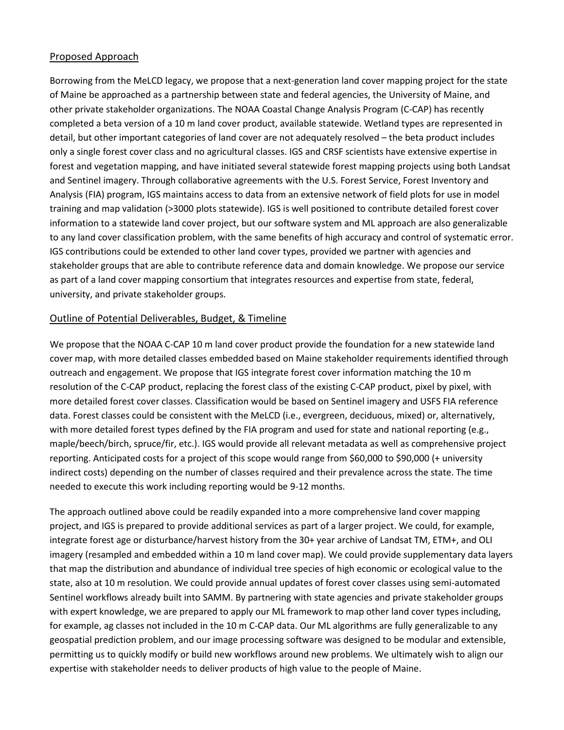## Proposed Approach

Borrowing from the MeLCD legacy, we propose that a next-generation land cover mapping project for the state of Maine be approached as a partnership between state and federal agencies, the University of Maine, and other private stakeholder organizations. The NOAA Coastal Change Analysis Program (C-CAP) has recently completed a beta version of a 10 m land cover product, available statewide. Wetland types are represented in detail, but other important categories of land cover are not adequately resolved – the beta product includes only a single forest cover class and no agricultural classes. IGS and CRSF scientists have extensive expertise in forest and vegetation mapping, and have initiated several statewide forest mapping projects using both Landsat and Sentinel imagery. Through collaborative agreements with the U.S. Forest Service, Forest Inventory and Analysis (FIA) program, IGS maintains access to data from an extensive network of field plots for use in model training and map validation (>3000 plots statewide). IGS is well positioned to contribute detailed forest cover information to a statewide land cover project, but our software system and ML approach are also generalizable to any land cover classification problem, with the same benefits of high accuracy and control of systematic error. IGS contributions could be extended to other land cover types, provided we partner with agencies and stakeholder groups that are able to contribute reference data and domain knowledge. We propose our service as part of a land cover mapping consortium that integrates resources and expertise from state, federal, university, and private stakeholder groups.

## Outline of Potential Deliverables, Budget, & Timeline

We propose that the NOAA C-CAP 10 m land cover product provide the foundation for a new statewide land cover map, with more detailed classes embedded based on Maine stakeholder requirements identified through outreach and engagement. We propose that IGS integrate forest cover information matching the 10 m resolution of the C-CAP product, replacing the forest class of the existing C-CAP product, pixel by pixel, with more detailed forest cover classes. Classification would be based on Sentinel imagery and USFS FIA reference data. Forest classes could be consistent with the MeLCD (i.e., evergreen, deciduous, mixed) or, alternatively, with more detailed forest types defined by the FIA program and used for state and national reporting (e.g., maple/beech/birch, spruce/fir, etc.). IGS would provide all relevant metadata as well as comprehensive project reporting. Anticipated costs for a project of this scope would range from $60,000 to $90,000 (+ university indirect costs) depending on the number of classes required and their prevalence across the state. The time needed to execute this work including reporting would be 9-12 months.

The approach outlined above could be readily expanded into a more comprehensive land cover mapping project, and IGS is prepared to provide additional services as part of a larger project. We could, for example, integrate forest age or disturbance/harvest history from the 30+ year archive of Landsat TM, ETM+, and OLI imagery (resampled and embedded within a 10 m land cover map). We could provide supplementary data layers that map the distribution and abundance of individual tree species of high economic or ecological value to the state, also at 10 m resolution. We could provide annual updates of forest cover classes using semi-automated Sentinel workflows already built into SAMM. By partnering with state agencies and private stakeholder groups with expert knowledge, we are prepared to apply our ML framework to map other land cover types including, for example, ag classes not included in the 10 m C-CAP data. Our ML algorithms are fully generalizable to any geospatial prediction problem, and our image processing software was designed to be modular and extensible, permitting us to quickly modify or build new workflows around new problems. We ultimately wish to align our expertise with stakeholder needs to deliver products of high value to the people of Maine.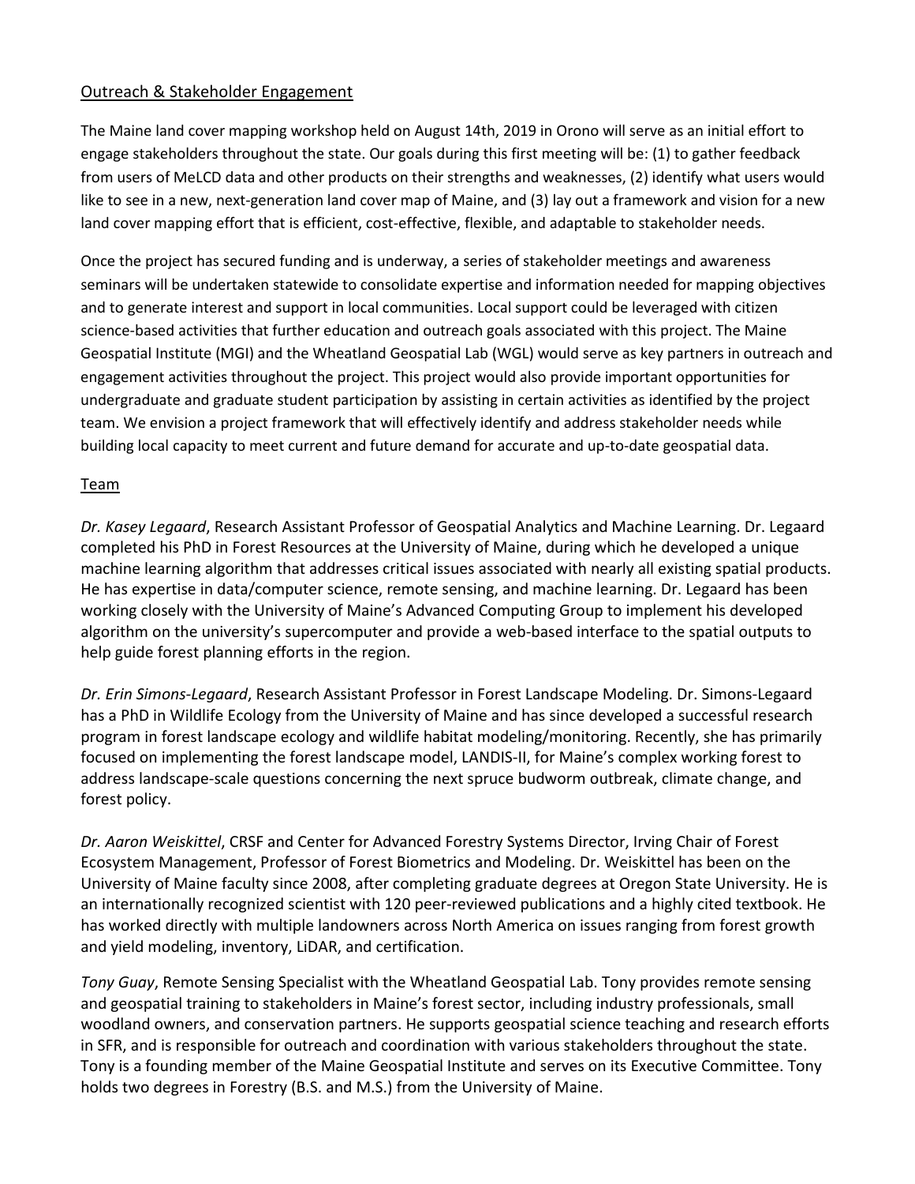## Outreach & Stakeholder Engagement

The Maine land cover mapping workshop held on August 14th, 2019 in Orono will serve as an initial effort to engage stakeholders throughout the state. Our goals during this first meeting will be: (1) to gather feedback from users of MeLCD data and other products on their strengths and weaknesses, (2) identify what users would like to see in a new, next-generation land cover map of Maine, and (3) lay out a framework and vision for a new land cover mapping effort that is efficient, cost-effective, flexible, and adaptable to stakeholder needs.

Once the project has secured funding and is underway, a series of stakeholder meetings and awareness seminars will be undertaken statewide to consolidate expertise and information needed for mapping objectives and to generate interest and support in local communities. Local support could be leveraged with citizen science-based activities that further education and outreach goals associated with this project. The Maine Geospatial Institute (MGI) and the Wheatland Geospatial Lab (WGL) would serve as key partners in outreach and engagement activities throughout the project. This project would also provide important opportunities for undergraduate and graduate student participation by assisting in certain activities as identified by the project team. We envision a project framework that will effectively identify and address stakeholder needs while building local capacity to meet current and future demand for accurate and up-to-date geospatial data.

## Team

*Dr. Kasey Legaard*, Research Assistant Professor of Geospatial Analytics and Machine Learning. Dr. Legaard completed his PhD in Forest Resources at the University of Maine, during which he developed a unique machine learning algorithm that addresses critical issues associated with nearly all existing spatial products. He has expertise in data/computer science, remote sensing, and machine learning. Dr. Legaard has been working closely with the University of Maine's Advanced Computing Group to implement his developed algorithm on the university's supercomputer and provide a web-based interface to the spatial outputs to help guide forest planning efforts in the region.

*Dr. Erin Simons-Legaard*, Research Assistant Professor in Forest Landscape Modeling. Dr. Simons-Legaard has a PhD in Wildlife Ecology from the University of Maine and has since developed a successful research program in forest landscape ecology and wildlife habitat modeling/monitoring. Recently, she has primarily focused on implementing the forest landscape model, LANDIS-II, for Maine's complex working forest to address landscape-scale questions concerning the next spruce budworm outbreak, climate change, and forest policy.

*Dr. Aaron Weiskittel*, CRSF and Center for Advanced Forestry Systems Director, Irving Chair of Forest Ecosystem Management, Professor of Forest Biometrics and Modeling. Dr. Weiskittel has been on the University of Maine faculty since 2008, after completing graduate degrees at Oregon State University. He is an internationally recognized scientist with 120 peer-reviewed publications and a highly cited textbook. He has worked directly with multiple landowners across North America on issues ranging from forest growth and yield modeling, inventory, LiDAR, and certification.

*Tony Guay*, Remote Sensing Specialist with the Wheatland Geospatial Lab. Tony provides remote sensing and geospatial training to stakeholders in Maine's forest sector, including industry professionals, small woodland owners, and conservation partners. He supports geospatial science teaching and research efforts in SFR, and is responsible for outreach and coordination with various stakeholders throughout the state. Tony is a founding member of the Maine Geospatial Institute and serves on its Executive Committee. Tony holds two degrees in Forestry (B.S. and M.S.) from the University of Maine.